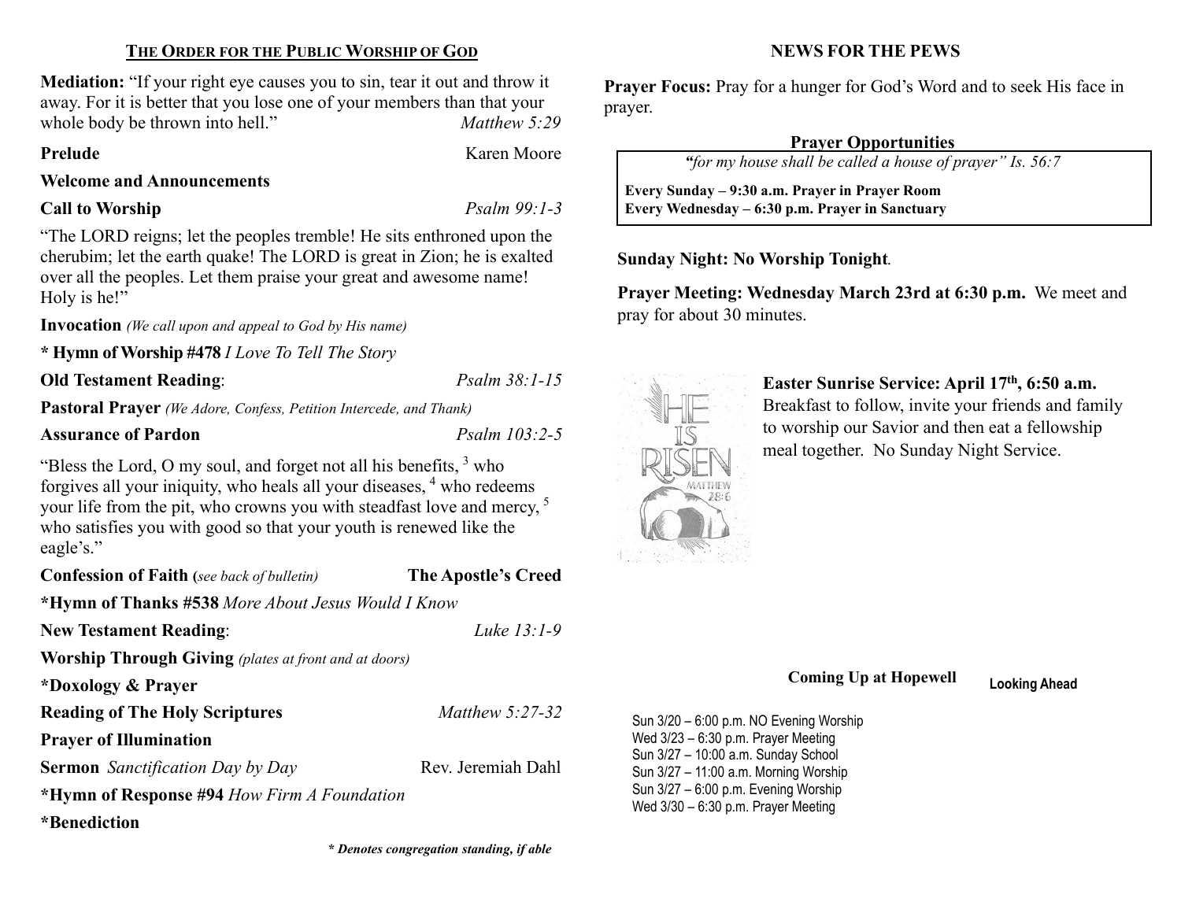## THE ORDER FOR THE PUBLIC WORSHIP OF GOD

**Mediation:** "If your right eye causes you to sin, tear it out and throw it away. For it is better that you lose one of your members than that your whole body be thrown into hell." *Matthew 5:29*

**Prelude** Karen Moore

**Welcome and Announcements**

**Call to Worship** *Psalm 99:1-3*

"The LORD reigns; let the peoples tremble! He sits enthroned upon the cherubim; let the earth quake! The LORD is great in Zion; he is exalted over all the peoples. Let them praise your great and awesome name! Holy is he!"

**Invocation** *(We call upon and appeal to God by His name)*

**\* Hymn of Worship #478** *I Love To Tell The Story*

**Old Testament Reading**: *Psalm 38:1-15*

**Pastoral Prayer** *(We Adore, Confess, Petition Intercede, and Thank)*

**Assurance of Pardon** *Psalm 103:2-5*

"Bless the Lord, O my soul, and forget not all his benefits, [3] who forgives all your iniquity, who heals all your diseases, [4] who redeems your life from the pit, who crowns you with steadfast love and mercy, [5] who satisfies you with good so that your youth is renewed like the eagle's."

**Confession of Faith (***see back of bulletin)* **The Apostle's Creed**

**\*Hymn of Thanks #538** *More About Jesus Would I Know*

**New Testament Reading**: *Luke 13:1-9*

**Worship Through Giving** *(plates at front and at doors)*

**\*Doxology & Prayer**

**Reading of The Holy Scriptures** *Matthew 5:27-32*

**Prayer of Illumination**

**Sermon** *Sanctification Day by Day* Rev. Jeremiah Dahl

**\*Hymn of Response #94** *How Firm A Foundation*

**\*Benediction**

***\* Denotes congregation standing, if able***

## NEWS FOR THE PEWS

**Prayer Focus:** Pray for a hunger for God's Word and to seek His face in prayer.

**Prayer Opportunities**

*"for my house shall be called a house of prayer" Is. 56:7*

**Every Sunday – 9:30 a.m. Prayer in Prayer Room**
**Every Wednesday – 6:30 p.m. Prayer in Sanctuary**

**Sunday Night: No Worship Tonight**.

**Prayer Meeting: Wednesday March 23rd at 6:30 p.m.** We meet and pray for about 30 minutes.

**Easter Sunrise Service: April 17th, 6:50 a.m.** Breakfast to follow, invite your friends and family to worship our Savior and then eat a fellowship meal together. No Sunday Night Service.

**Coming Up at Hopewell** **Looking Ahead**

Sun 3/20 – 6:00 p.m. NO Evening Worship
Wed 3/23 – 6:30 p.m. Prayer Meeting
Sun 3/27 – 10:00 a.m. Sunday School
Sun 3/27 – 11:00 a.m. Morning Worship
Sun 3/27 – 6:00 p.m. Evening Worship
Wed 3/30 – 6:30 p.m. Prayer Meeting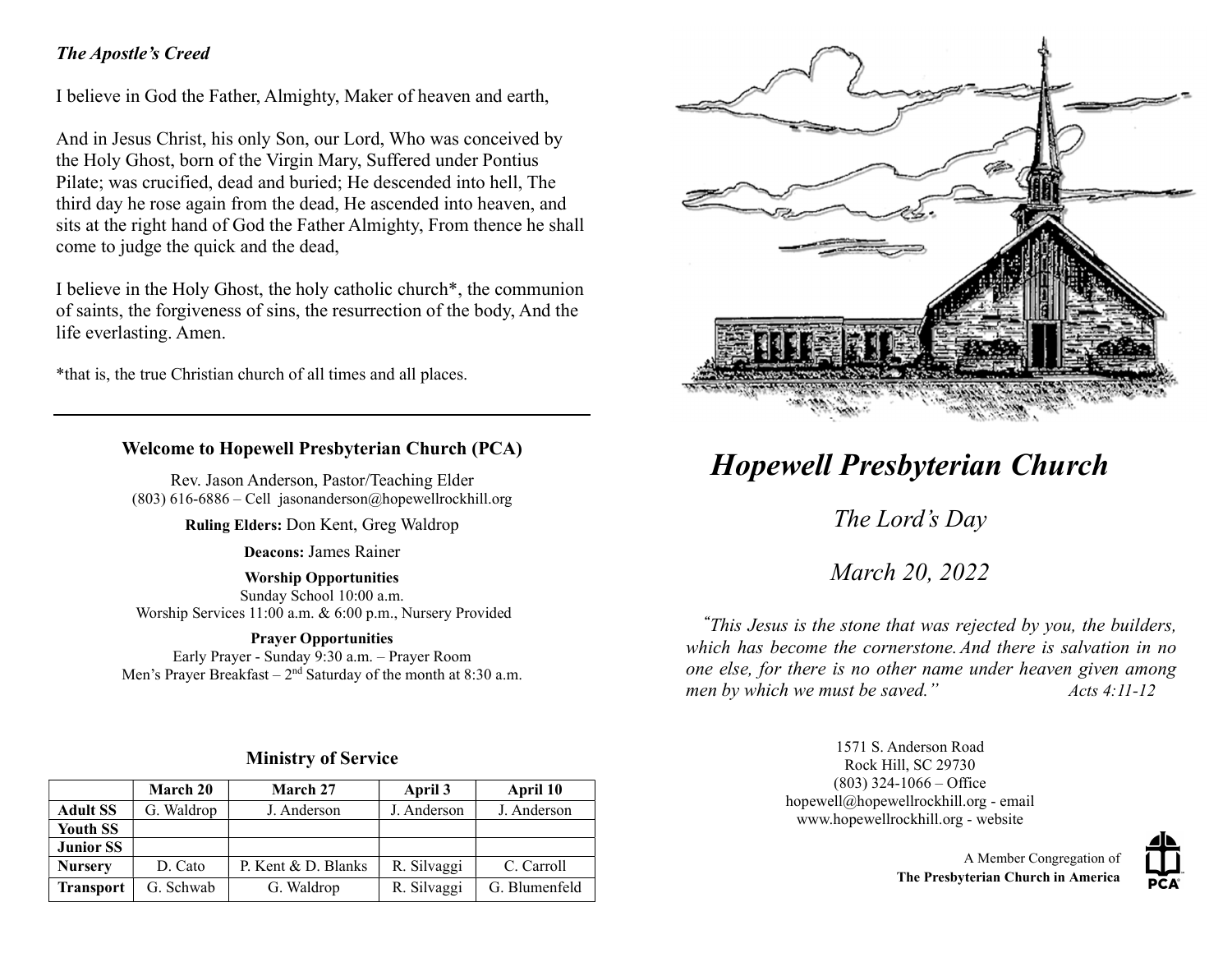***The Apostle's Creed***

I believe in God the Father, Almighty, Maker of heaven and earth,

And in Jesus Christ, his only Son, our Lord, Who was conceived by the Holy Ghost, born of the Virgin Mary, Suffered under Pontius Pilate; was crucified, dead and buried; He descended into hell, The third day he rose again from the dead, He ascended into heaven, and sits at the right hand of God the Father Almighty, From thence he shall come to judge the quick and the dead,

I believe in the Holy Ghost, the holy catholic church*, the communion of saints, the forgiveness of sins, the resurrection of the body, And the life everlasting. Amen.

*that is, the true Christian church of all times and all places.

---

### Welcome to Hopewell Presbyterian Church (PCA)

Rev. Jason Anderson, Pastor/Teaching Elder
(803) 616-6886 – Cell jasonanderson@hopewellrockhill.org

**Ruling Elders:** Don Kent, Greg Waldrop

**Deacons:** James Rainer

**Worship Opportunities**
Sunday School 10:00 a.m.
Worship Services 11:00 a.m. & 6:00 p.m., Nursery Provided

**Prayer Opportunities**
Early Prayer - Sunday 9:30 a.m. – Prayer Room
Men's Prayer Breakfast – 2nd Saturday of the month at 8:30 a.m.

### Ministry of Service

| | March 20 | March 27 | April 3 | April 10 |
|---|---|---|---|---|
| **Adult SS** | G. Waldrop | J. Anderson | J. Anderson | J. Anderson |
| **Youth SS** | | | | |
| **Junior SS** | | | | |
| **Nursery** | D. Cato | P. Kent & D. Blanks | R. Silvaggi | C. Carroll |
| **Transport** | G. Schwab | G. Waldrop | R. Silvaggi | G. Blumenfeld |

# *Hopewell Presbyterian Church*

*The Lord's Day*

*March 20, 2022*

*"This Jesus is the stone that was rejected by you, the builders, which has become the cornerstone. And there is salvation in no one else, for there is no other name under heaven given among men by which we must be saved." Acts 4:11-12*

1571 S. Anderson Road
Rock Hill, SC 29730
(803) 324-1066 – Office
hopewell@hopewellrockhill.org - email
www.hopewellrockhill.org - website

A Member Congregation of
**The Presbyterian Church in America**